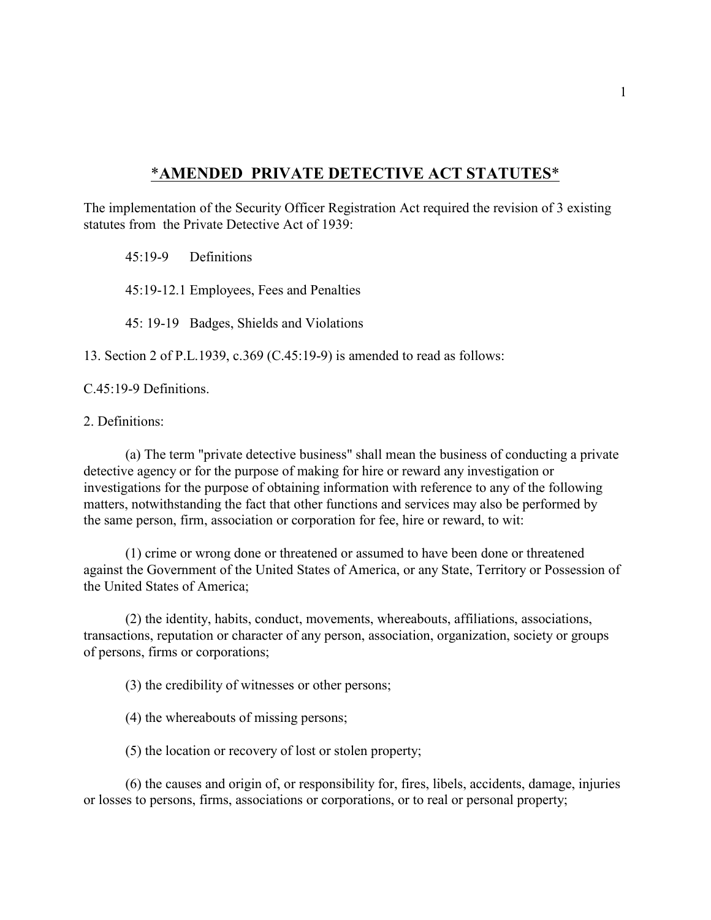# *AMENDED PRIVATE DETECTIVE ACT STATUTES*

The implementation of the Security Officer Registration Act required the revision of 3 existing statutes from the Private Detective Act of 1939:

45:19-9 Definitions

45:19-12.1 Employees, Fees and Penalties

45: 19-19 Badges, Shields and Violations

13. Section 2 of P.L.1939, c.369 (C.45:19-9) is amended to read as follows:

C.45:19-9 Definitions.

2. Definitions:

(a) The term "private detective business" shall mean the business of conducting a private detective agency or for the purpose of making for hire or reward any investigation or investigations for the purpose of obtaining information with reference to any of the following matters, notwithstanding the fact that other functions and services may also be performed by the same person, firm, association or corporation for fee, hire or reward, to wit:

(1) crime or wrong done or threatened or assumed to have been done or threatened against the Government of the United States of America, or any State, Territory or Possession of the United States of America;

(2) the identity, habits, conduct, movements, whereabouts, affiliations, associations, transactions, reputation or character of any person, association, organization, society or groups of persons, firms or corporations;

(3) the credibility of witnesses or other persons;

(4) the whereabouts of missing persons;

(5) the location or recovery of lost or stolen property;

(6) the causes and origin of, or responsibility for, fires, libels, accidents, damage, injuries or losses to persons, firms, associations or corporations, or to real or personal property;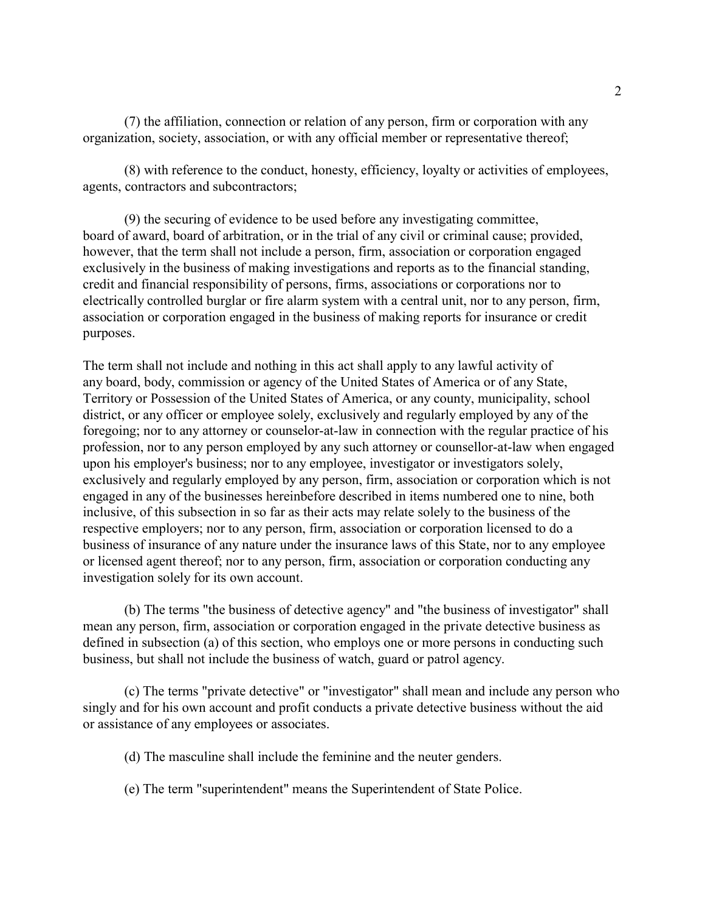(7) the affiliation, connection or relation of any person, firm or corporation with any organization, society, association, or with any official member or representative thereof;

(8) with reference to the conduct, honesty, efficiency, loyalty or activities of employees, agents, contractors and subcontractors;

(9) the securing of evidence to be used before any investigating committee, board of award, board of arbitration, or in the trial of any civil or criminal cause; provided, however, that the term shall not include a person, firm, association or corporation engaged exclusively in the business of making investigations and reports as to the financial standing, credit and financial responsibility of persons, firms, associations or corporations nor to electrically controlled burglar or fire alarm system with a central unit, nor to any person, firm, association or corporation engaged in the business of making reports for insurance or credit purposes.

The term shall not include and nothing in this act shall apply to any lawful activity of any board, body, commission or agency of the United States of America or of any State, Territory or Possession of the United States of America, or any county, municipality, school district, or any officer or employee solely, exclusively and regularly employed by any of the foregoing; nor to any attorney or counselor-at-law in connection with the regular practice of his profession, nor to any person employed by any such attorney or counsellor-at-law when engaged upon his employer's business; nor to any employee, investigator or investigators solely, exclusively and regularly employed by any person, firm, association or corporation which is not engaged in any of the businesses hereinbefore described in items numbered one to nine, both inclusive, of this subsection in so far as their acts may relate solely to the business of the respective employers; nor to any person, firm, association or corporation licensed to do a business of insurance of any nature under the insurance laws of this State, nor to any employee or licensed agent thereof; nor to any person, firm, association or corporation conducting any investigation solely for its own account.

(b) The terms "the business of detective agency" and "the business of investigator" shall mean any person, firm, association or corporation engaged in the private detective business as defined in subsection (a) of this section, who employs one or more persons in conducting such business, but shall not include the business of watch, guard or patrol agency.

(c) The terms "private detective" or "investigator" shall mean and include any person who singly and for his own account and profit conducts a private detective business without the aid or assistance of any employees or associates.

(d) The masculine shall include the feminine and the neuter genders.

(e) The term "superintendent" means the Superintendent of State Police.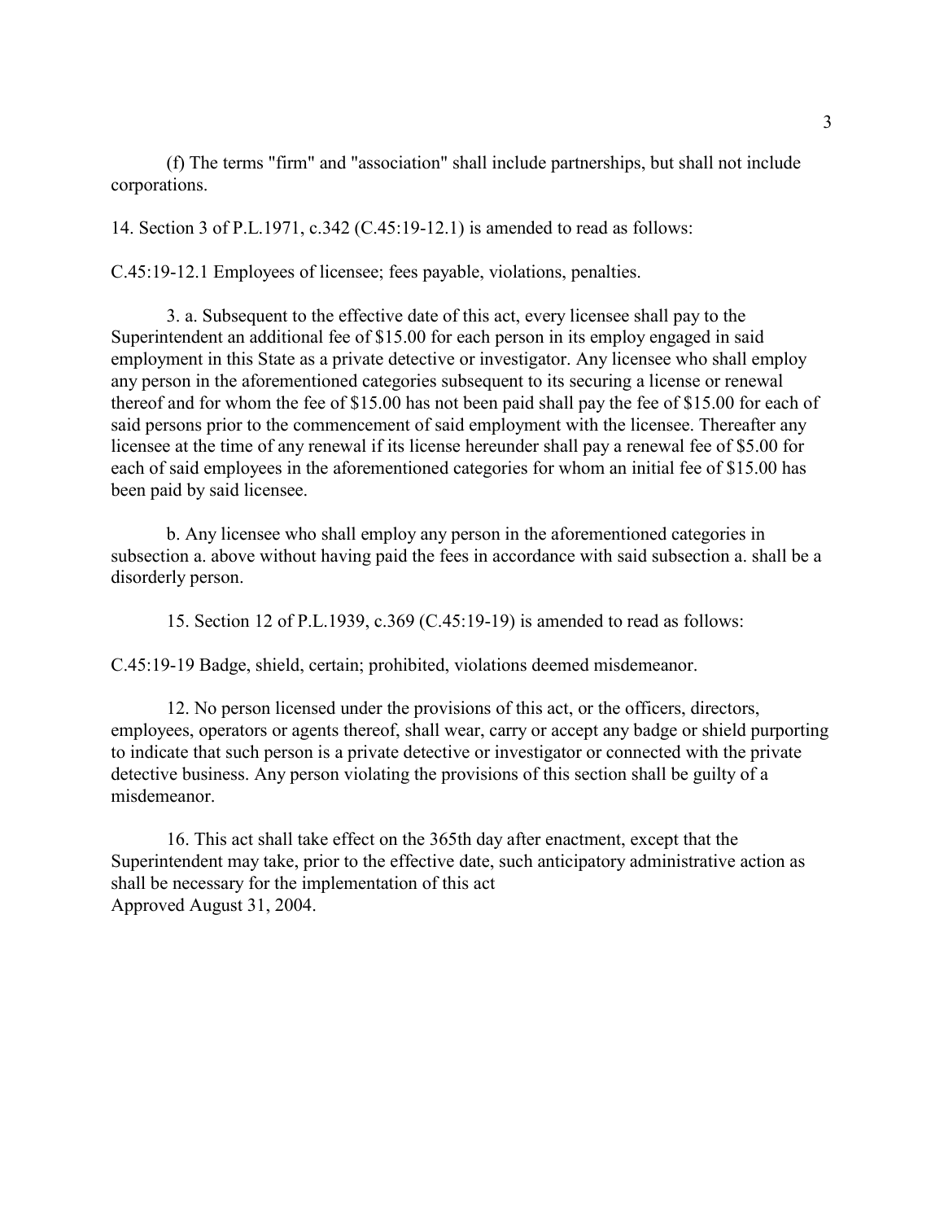(f) The terms "firm" and "association" shall include partnerships, but shall not include corporations.

14. Section 3 of P.L.1971, c.342 (C.45:19-12.1) is amended to read as follows:

C.45:19-12.1 Employees of licensee; fees payable, violations, penalties.

3. a. Subsequent to the effective date of this act, every licensee shall pay to the Superintendent an additional fee of $15.00 for each person in its employ engaged in said employment in this State as a private detective or investigator. Any licensee who shall employ any person in the aforementioned categories subsequent to its securing a license or renewal thereof and for whom the fee of $15.00 has not been paid shall pay the fee of $15.00 for each of said persons prior to the commencement of said employment with the licensee. Thereafter any licensee at the time of any renewal if its license hereunder shall pay a renewal fee of $5.00 for each of said employees in the aforementioned categories for whom an initial fee of $15.00 has been paid by said licensee.

b. Any licensee who shall employ any person in the aforementioned categories in subsection a. above without having paid the fees in accordance with said subsection a. shall be a disorderly person.

15. Section 12 of P.L.1939, c.369 (C.45:19-19) is amended to read as follows:

C.45:19-19 Badge, shield, certain; prohibited, violations deemed misdemeanor.

12. No person licensed under the provisions of this act, or the officers, directors, employees, operators or agents thereof, shall wear, carry or accept any badge or shield purporting to indicate that such person is a private detective or investigator or connected with the private detective business. Any person violating the provisions of this section shall be guilty of a misdemeanor.

16. This act shall take effect on the 365th day after enactment, except that the Superintendent may take, prior to the effective date, such anticipatory administrative action as shall be necessary for the implementation of this act

Approved August 31, 2004.